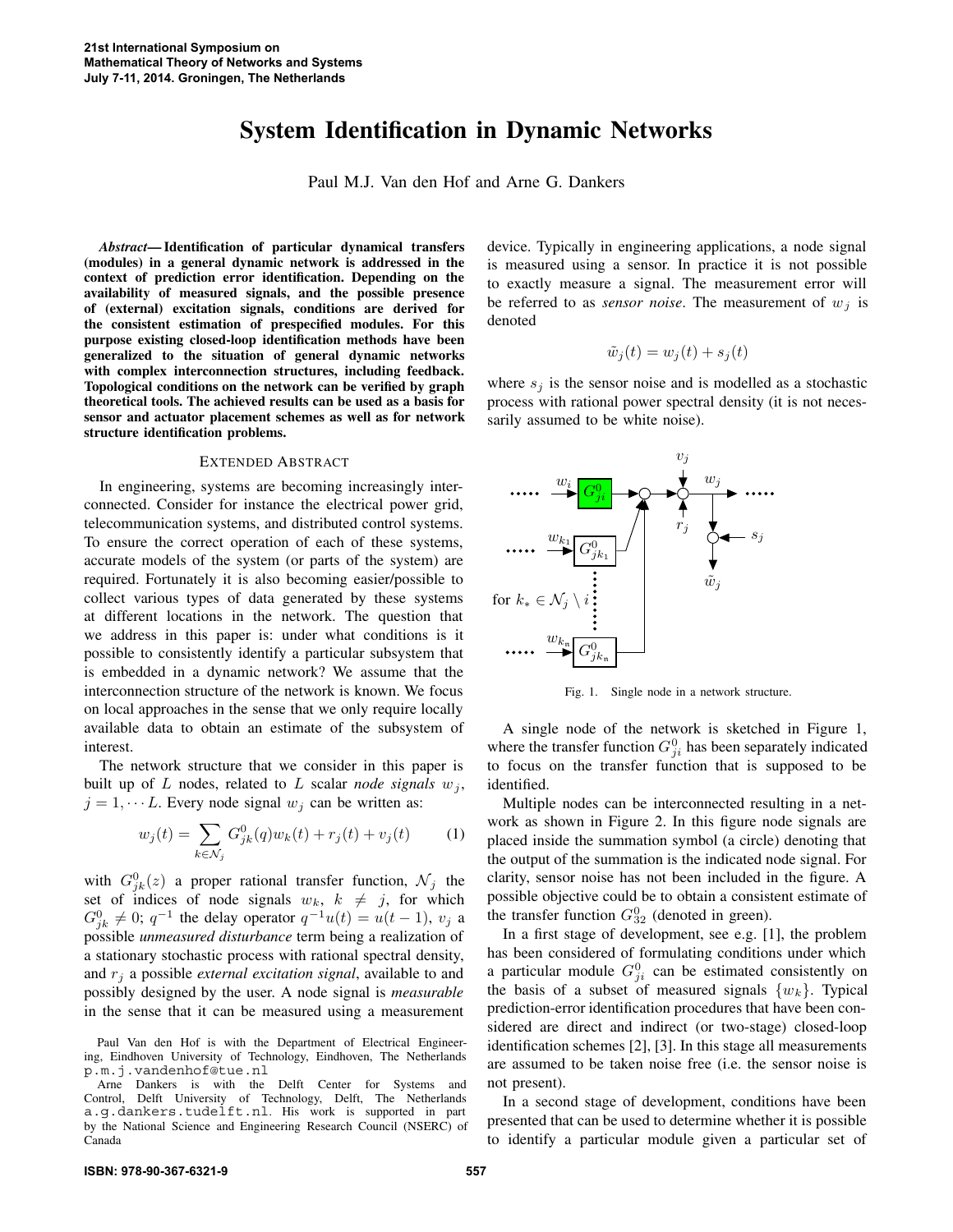# System Identification in Dynamic Networks

Paul M.J. Van den Hof and Arne G. Dankers

***Abstract*— Identification of particular dynamical transfers (modules) in a general dynamic network is addressed in the context of prediction error identification. Depending on the availability of measured signals, and the possible presence of (external) excitation signals, conditions are derived for the consistent estimation of prespecified modules. For this purpose existing closed-loop identification methods have been generalized to the situation of general dynamic networks with complex interconnection structures, including feedback. Topological conditions on the network can be verified by graph theoretical tools. The achieved results can be used as a basis for sensor and actuator placement schemes as well as for network structure identification problems.**

## EXTENDED ABSTRACT

In engineering, systems are becoming increasingly interconnected. Consider for instance the electrical power grid, telecommunication systems, and distributed control systems. To ensure the correct operation of each of these systems, accurate models of the system (or parts of the system) are required. Fortunately it is also becoming easier/possible to collect various types of data generated by these systems at different locations in the network. The question that we address in this paper is: under what conditions is it possible to consistently identify a particular subsystem that is embedded in a dynamic network? We assume that the interconnection structure of the network is known. We focus on local approaches in the sense that we only require locally available data to obtain an estimate of the subsystem of interest.

The network structure that we consider in this paper is built up of $L$ nodes, related to $L$ scalar *node signals* $w_j$, $j = 1, \cdots L$. Every node signal $w_j$ can be written as:

$$w_j(t) = \sum_{k \in \mathcal{N}_j} G^0_{jk}(q) w_k(t) + r_j(t) + v_j(t) \tag{1}$$

with $G^0_{jk}(z)$ a proper rational transfer function, $\mathcal{N}_j$ the set of indices of node signals $w_k$, $k \neq j$, for which $G^0_{jk} \neq 0$; $q^{-1}$ the delay operator $q^{-1}u(t) = u(t-1)$, $v_j$ a possible *unmeasured disturbance* term being a realization of a stationary stochastic process with rational spectral density, and $r_j$ a possible *external excitation signal*, available to and possibly designed by the user. A node signal is *measurable* in the sense that it can be measured using a measurement device. Typically in engineering applications, a node signal is measured using a sensor. In practice it is not possible to exactly measure a signal. The measurement error will be referred to as *sensor noise*. The measurement of $w_j$ is denoted

$$\tilde{w}_j(t) = w_j(t) + s_j(t)$$

where $s_j$ is the sensor noise and is modelled as a stochastic process with rational power spectral density (it is not necessarily assumed to be white noise).

Fig. 1. Single node in a network structure.

A single node of the network is sketched in Figure 1, where the transfer function $G^0_{ji}$ has been separately indicated to focus on the transfer function that is supposed to be identified.

Multiple nodes can be interconnected resulting in a network as shown in Figure 2. In this figure node signals are placed inside the summation symbol (a circle) denoting that the output of the summation is the indicated node signal. For clarity, sensor noise has not been included in the figure. A possible objective could be to obtain a consistent estimate of the transfer function $G^0_{32}$ (denoted in green).

In a first stage of development, see e.g. [1], the problem has been considered of formulating conditions under which a particular module $G^0_{ji}$ can be estimated consistently on the basis of a subset of measured signals $\{w_k\}$. Typical prediction-error identification procedures that have been considered are direct and indirect (or two-stage) closed-loop identification schemes [2], [3]. In this stage all measurements are assumed to be taken noise free (i.e. the sensor noise is not present).

In a second stage of development, conditions have been presented that can be used to determine whether it is possible to identify a particular module given a particular set of

Paul Van den Hof is with the Department of Electrical Engineering, Eindhoven University of Technology, Eindhoven, The Netherlands p.m.j.vandenhof@tue.nl

Arne Dankers is with the Delft Center for Systems and Control, Delft University of Technology, Delft, The Netherlands a.g.dankers.tudelft.nl. His work is supported in part by the National Science and Engineering Research Council (NSERC) of Canada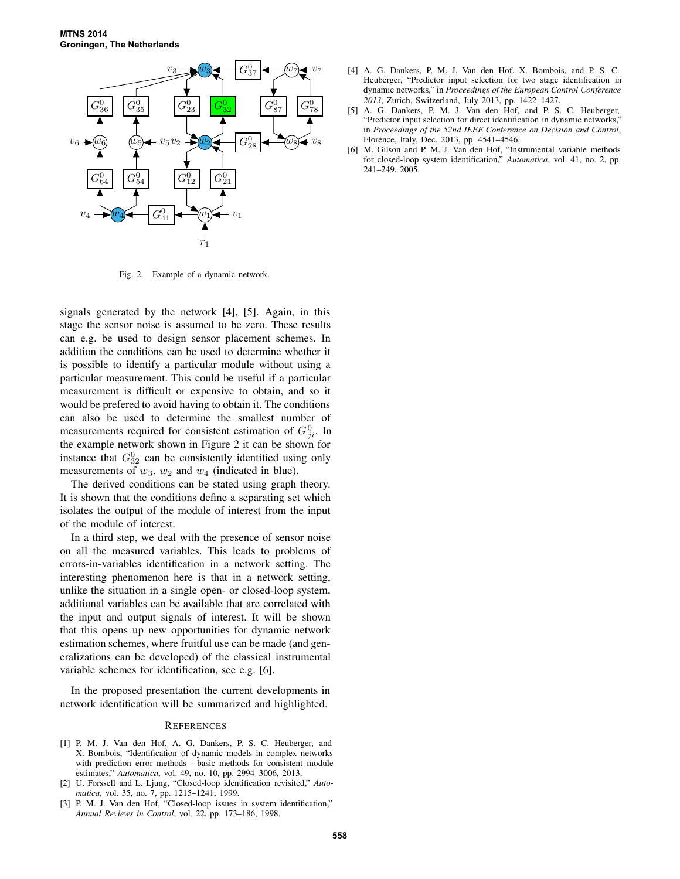Fig. 2. Example of a dynamic network.

signals generated by the network [4], [5]. Again, in this stage the sensor noise is assumed to be zero. These results can e.g. be used to design sensor placement schemes. In addition the conditions can be used to determine whether it is possible to identify a particular module without using a particular measurement. This could be useful if a particular measurement is difficult or expensive to obtain, and so it would be prefered to avoid having to obtain it. The conditions can also be used to determine the smallest number of measurements required for consistent estimation of $G^0_{ji}$. In the example network shown in Figure 2 it can be shown for instance that $G^0_{32}$ can be consistently identified using only measurements of $w_3$, $w_2$ and $w_4$ (indicated in blue).

The derived conditions can be stated using graph theory. It is shown that the conditions define a separating set which isolates the output of the module of interest from the input of the module of interest.

In a third step, we deal with the presence of sensor noise on all the measured variables. This leads to problems of errors-in-variables identification in a network setting. The interesting phenomenon here is that in a network setting, unlike the situation in a single open- or closed-loop system, additional variables can be available that are correlated with the input and output signals of interest. It will be shown that this opens up new opportunities for dynamic network estimation schemes, where fruitful use can be made (and generalizations can be developed) of the classical instrumental variable schemes for identification, see e.g. [6].

In the proposed presentation the current developments in network identification will be summarized and highlighted.

## References

[1] P. M. J. Van den Hof, A. G. Dankers, P. S. C. Heuberger, and X. Bombois, "Identification of dynamic models in complex networks with prediction error methods - basic methods for consistent module estimates," *Automatica*, vol. 49, no. 10, pp. 2994–3006, 2013.

[2] U. Forssell and L. Ljung, "Closed-loop identification revisited," *Automatica*, vol. 35, no. 7, pp. 1215–1241, 1999.

[3] P. M. J. Van den Hof, "Closed-loop issues in system identification," *Annual Reviews in Control*, vol. 22, pp. 173–186, 1998.

[4] A. G. Dankers, P. M. J. Van den Hof, X. Bombois, and P. S. C. Heuberger, "Predictor input selection for two stage identification in dynamic networks," in *Proceedings of the European Control Conference 2013*, Zurich, Switzerland, July 2013, pp. 1422–1427.

[5] A. G. Dankers, P. M. J. Van den Hof, and P. S. C. Heuberger, "Predictor input selection for direct identification in dynamic networks," in *Proceedings of the 52nd IEEE Conference on Decision and Control*, Florence, Italy, Dec. 2013, pp. 4541–4546.

[6] M. Gilson and P. M. J. Van den Hof, "Instrumental variable methods for closed-loop system identification," *Automatica*, vol. 41, no. 2, pp. 241–249, 2005.